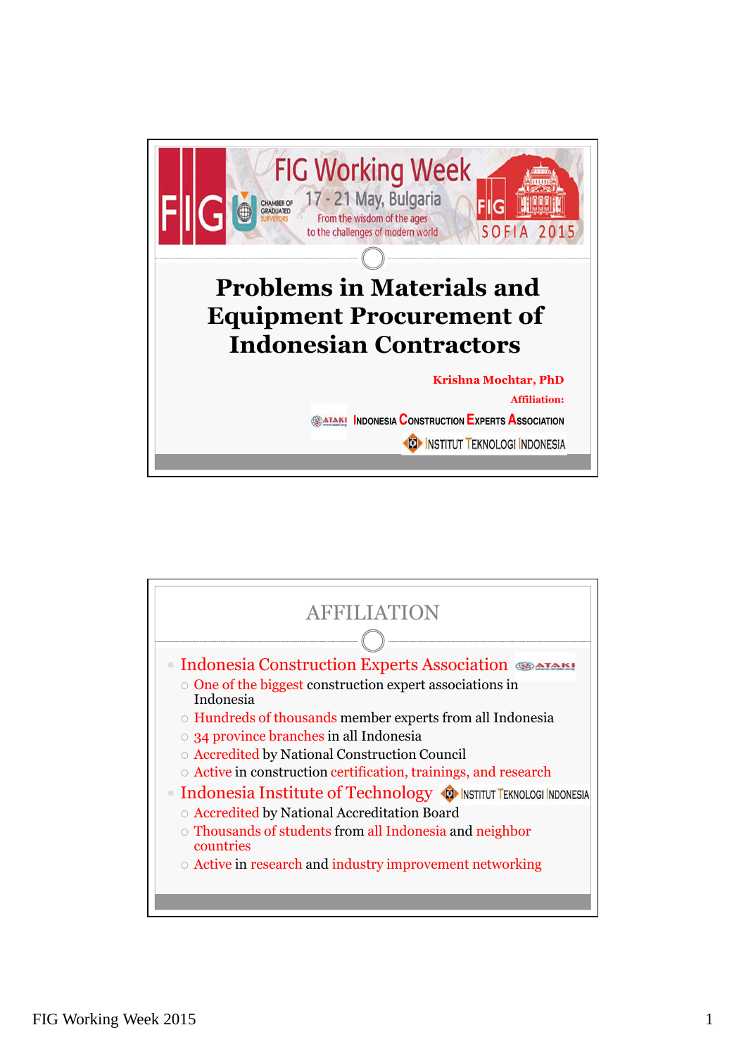FIG Working Week

17 - 21 May, Bulgaria

From the wisdom of the ages to the challenges of modern world

SOFIA 2015

# Problems in Materials and Equipment Procurement of Indonesian Contractors

**Krishna Mochtar, PhD**

**Affiliation:**

INDONESIA CONSTRUCTION EXPERTS ASSOCIATION

INSTITUT TEKNOLOGI INDONESIA

## AFFILIATION

- Indonesia Construction Experts Association
  - One of the biggest construction expert associations in Indonesia
  - Hundreds of thousands member experts from all Indonesia
  - 34 province branches in all Indonesia
  - Accredited by National Construction Council
  - Active in construction certification, trainings, and research
- Indonesia Institute of Technology
  - Accredited by National Accreditation Board
  - Thousands of students from all Indonesia and neighbor countries
  - Active in research and industry improvement networking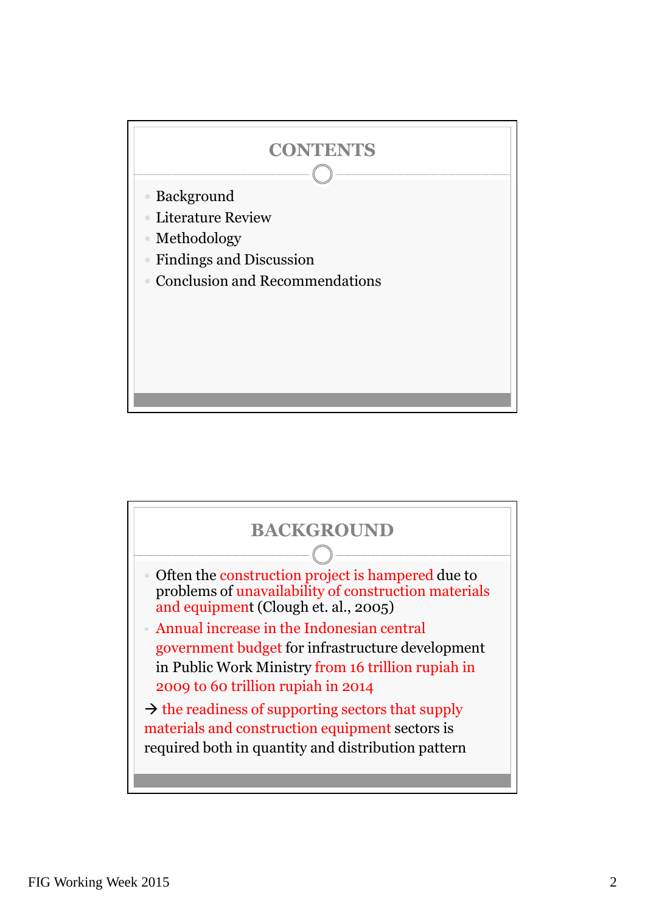## CONTENTS

- Background
- Literature Review
- Methodology
- Findings and Discussion
- Conclusion and Recommendations

## BACKGROUND

- Often the construction project is hampered due to problems of unavailability of construction materials and equipment (Clough et. al., 2005)
- Annual increase in the Indonesian central government budget for infrastructure development in Public Work Ministry from 16 trillion rupiah in 2009 to 60 trillion rupiah in 2014

→ the readiness of supporting sectors that supply materials and construction equipment sectors is required both in quantity and distribution pattern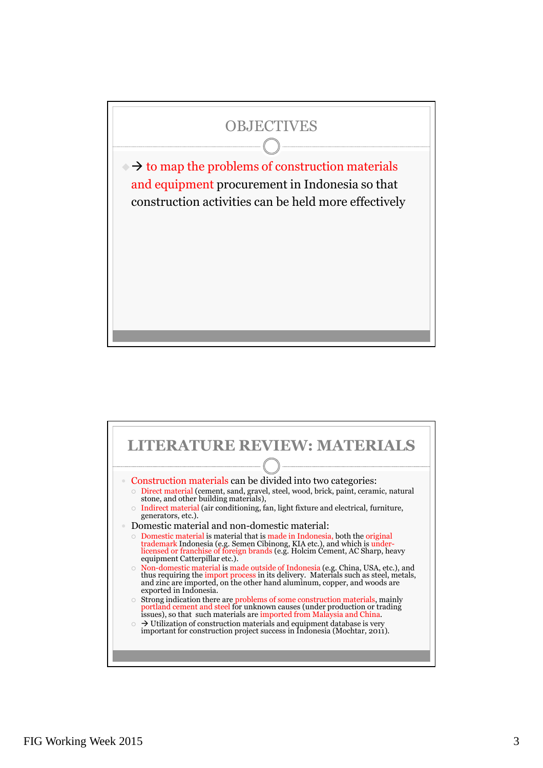## OBJECTIVES

- → to map the problems of construction materials and equipment procurement in Indonesia so that construction activities can be held more effectively

## LITERATURE REVIEW: MATERIALS

- Construction materials can be divided into two categories:
  - Direct material (cement, sand, gravel, steel, wood, brick, paint, ceramic, natural stone, and other building materials),
  - Indirect material (air conditioning, fan, light fixture and electrical, furniture, generators, etc.).
- Domestic material and non-domestic material:
  - Domestic material is material that is made in Indonesia, both the original trademark Indonesia (e.g. Semen Cibinong, KIA etc.), and which is under-licensed or franchise of foreign brands (e.g. Holcim Cement, AC Sharp, heavy equipment Catterpillar etc.).
  - Non-domestic material is made outside of Indonesia (e.g. China, USA, etc.), and thus requiring the import process in its delivery. Materials such as steel, metals, and zinc are imported, on the other hand aluminum, copper, and woods are exported in Indonesia.
  - Strong indication there are problems of some construction materials, mainly portland cement and steel for unknown causes (under production or trading issues), so that such materials are imported from Malaysia and China.
  - → Utilization of construction materials and equipment database is very important for construction project success in Indonesia (Mochtar, 2011).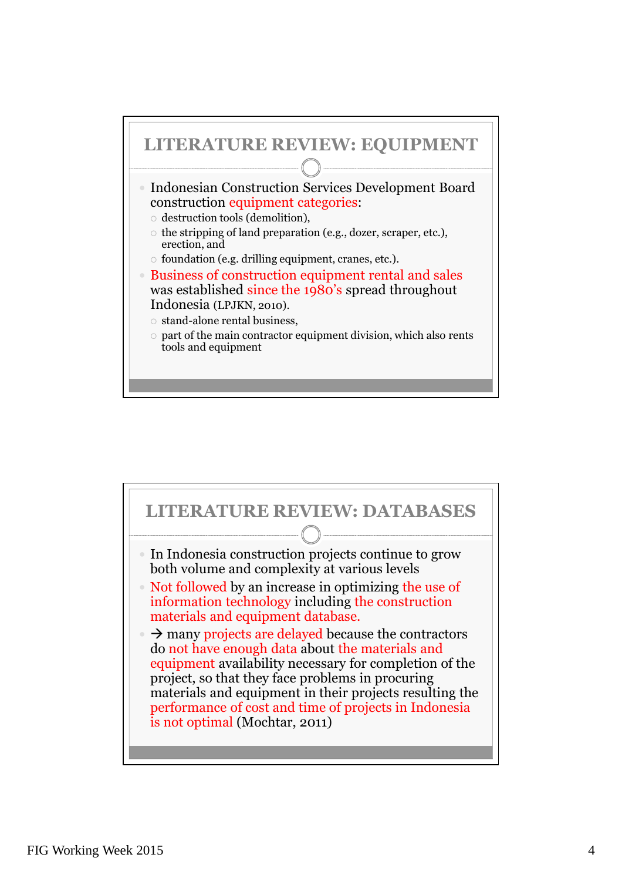## LITERATURE REVIEW: EQUIPMENT

- Indonesian Construction Services Development Board construction equipment categories:
  - destruction tools (demolition),
  - the stripping of land preparation (e.g., dozer, scraper, etc.), erection, and
  - foundation (e.g. drilling equipment, cranes, etc.).
- Business of construction equipment rental and sales was established since the 1980's spread throughout Indonesia (LPJKN, 2010).
  - stand-alone rental business,
  - part of the main contractor equipment division, which also rents tools and equipment

## LITERATURE REVIEW: DATABASES

- In Indonesia construction projects continue to grow both volume and complexity at various levels
- Not followed by an increase in optimizing the use of information technology including the construction materials and equipment database.
- → many projects are delayed because the contractors do not have enough data about the materials and equipment availability necessary for completion of the project, so that they face problems in procuring materials and equipment in their projects resulting the performance of cost and time of projects in Indonesia is not optimal (Mochtar, 2011)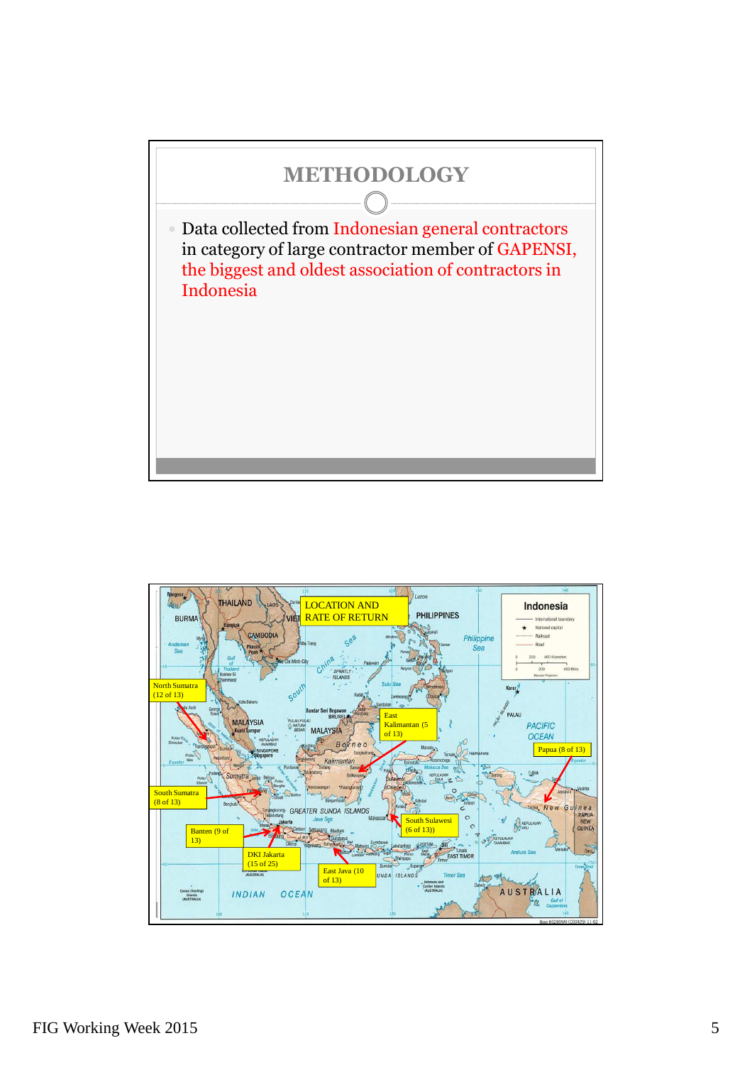# METHODOLOGY

- Data collected from Indonesian general contractors in category of large contractor member of GAPENSI, the biggest and oldest association of contractors in Indonesia

LOCATION AND RATE OF RETURN

North Sumatra (12 of 13)

South Sumatra (8 of 13)

Banten (9 of 13)

DKI Jakarta (15 of 25)

East Java (10 of 13)

South Sulawesi (6 of 13))

East Kalimantan (5 of 13)

Papua (8 of 13)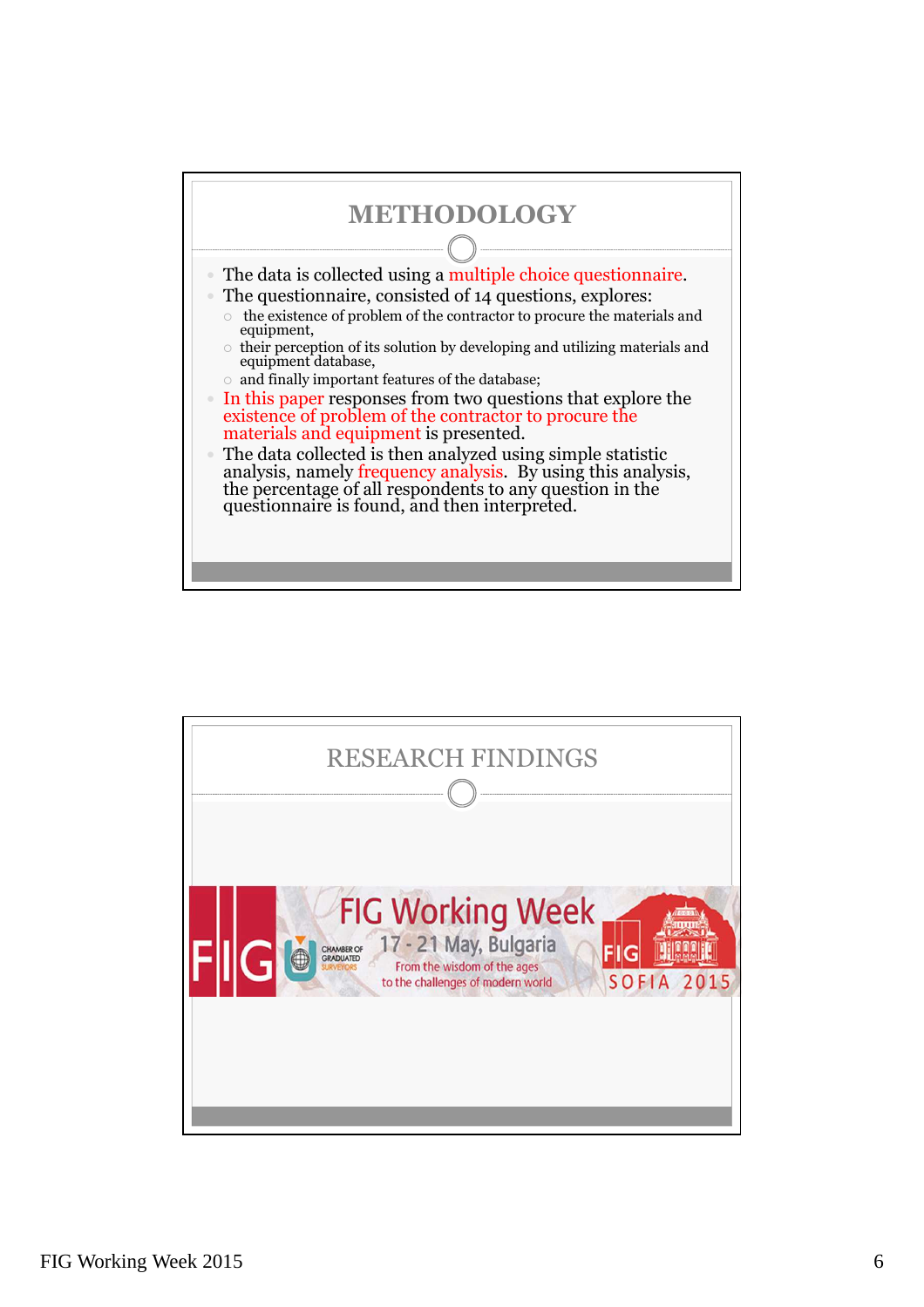# METHODOLOGY

- The data is collected using a multiple choice questionnaire.
- The questionnaire, consisted of 14 questions, explores:
  - the existence of problem of the contractor to procure the materials and equipment,
  - their perception of its solution by developing and utilizing materials and equipment database,
  - and finally important features of the database;
- In this paper responses from two questions that explore the existence of problem of the contractor to procure the materials and equipment is presented.
- The data collected is then analyzed using simple statistic analysis, namely frequency analysis. By using this analysis, the percentage of all respondents to any question in the questionnaire is found, and then interpreted.

# RESEARCH FINDINGS

FIG Working Week

17 - 21 May, Bulgaria

From the wisdom of the ages to the challenges of modern world

FIG SOFIA 2015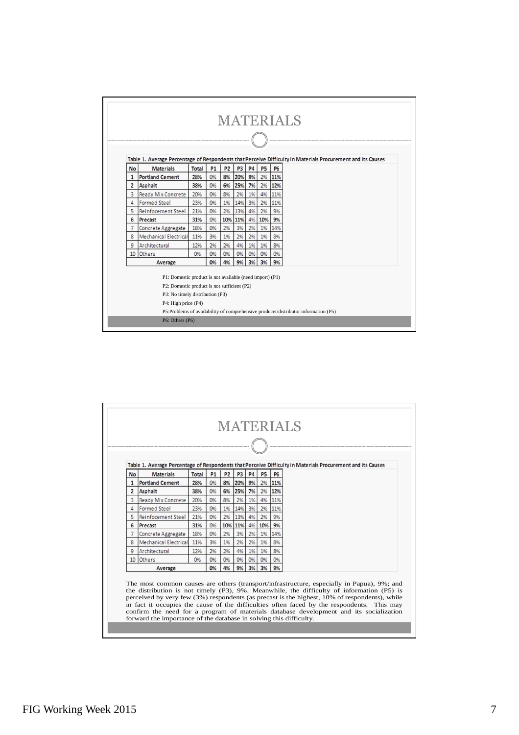# MATERIALS

Table 1. Average Percentage of Respondents that Perceive Difficulty in Materials Procurement and its Causes

| No | Materials | Total | P1 | P2 | P3 | P4 | P5 | P6 |
|---|---|---|---|---|---|---|---|---|
| 1 | **Portland Cement** | 28% | 0% | 8% | 20% | 9% | 2% | 11% |
| 2 | **Asphalt** | 38% | 0% | 6% | 25% | 7% | 2% | 12% |
| 3 | Ready Mix Concrete | 20% | 0% | 8% | 2% | 1% | 4% | 11% |
| 4 | Formed Steel | 23% | 0% | 1% | 14% | 3% | 2% | 11% |
| 5 | Reinfocement Steel | 21% | 0% | 2% | 13% | 4% | 2% | 9% |
| 6 | **Precast** | 31% | 0% | 10% | 11% | 4% | 10% | 9% |
| 7 | Concrete Aggregate | 18% | 0% | 2% | 3% | 2% | 1% | 14% |
| 8 | Mechanical Electrical | 11% | 3% | 1% | 2% | 2% | 1% | 8% |
| 9 | Architectural | 12% | 2% | 2% | 4% | 1% | 1% | 8% |
| 10 | Others | 0% | 0% | 0% | 0% | 0% | 0% | 0% |
| | Average | | 0% | 4% | 9% | 3% | 3% | 9% |

P1: Domestic product is not available (need import) (P1)

P2: Domestic product is not sufficient (P2)

P3: No timely distribution (P3)

P4: High price (P4)

P5:Problems of availability of comprehensive producer/distributor information (P5)

P6: Others (P6)

# MATERIALS

Table 1. Average Percentage of Respondents that Perceive Difficulty in Materials Procurement and its Causes

| No | Materials | Total | P1 | P2 | P3 | P4 | P5 | P6 |
|---|---|---|---|---|---|---|---|---|
| 1 | **Portland Cement** | 28% | 0% | 8% | 20% | 9% | 2% | 11% |
| 2 | **Asphalt** | 38% | 0% | 6% | 25% | 7% | 2% | 12% |
| 3 | Ready Mix Concrete | 20% | 0% | 8% | 2% | 1% | 4% | 11% |
| 4 | Formed Steel | 23% | 0% | 1% | 14% | 3% | 2% | 11% |
| 5 | Reinfocement Steel | 21% | 0% | 2% | 13% | 4% | 2% | 9% |
| 6 | **Precast** | 31% | 0% | 10% | 11% | 4% | 10% | 9% |
| 7 | Concrete Aggregate | 18% | 0% | 2% | 3% | 2% | 1% | 14% |
| 8 | Mechanical Electrical | 11% | 3% | 1% | 2% | 2% | 1% | 8% |
| 9 | Architectural | 12% | 2% | 2% | 4% | 1% | 1% | 8% |
| 10 | Others | 0% | 0% | 0% | 0% | 0% | 0% | 0% |
| | Average | | 0% | 4% | 9% | 3% | 3% | 9% |

The most common causes are others (transport/infrastructure, especially in Papua), 9%; and the distribution is not timely (P3), 9%. Meanwhile, the difficulty of information (P5) is perceived by very few (3%) respondents (as precast is the highest, 10% of respondents), while in fact it occupies the cause of the difficulties often faced by the respondents. This may confirm the need for a program of materials database development and its socialization forward the importance of the database in solving this difficulty.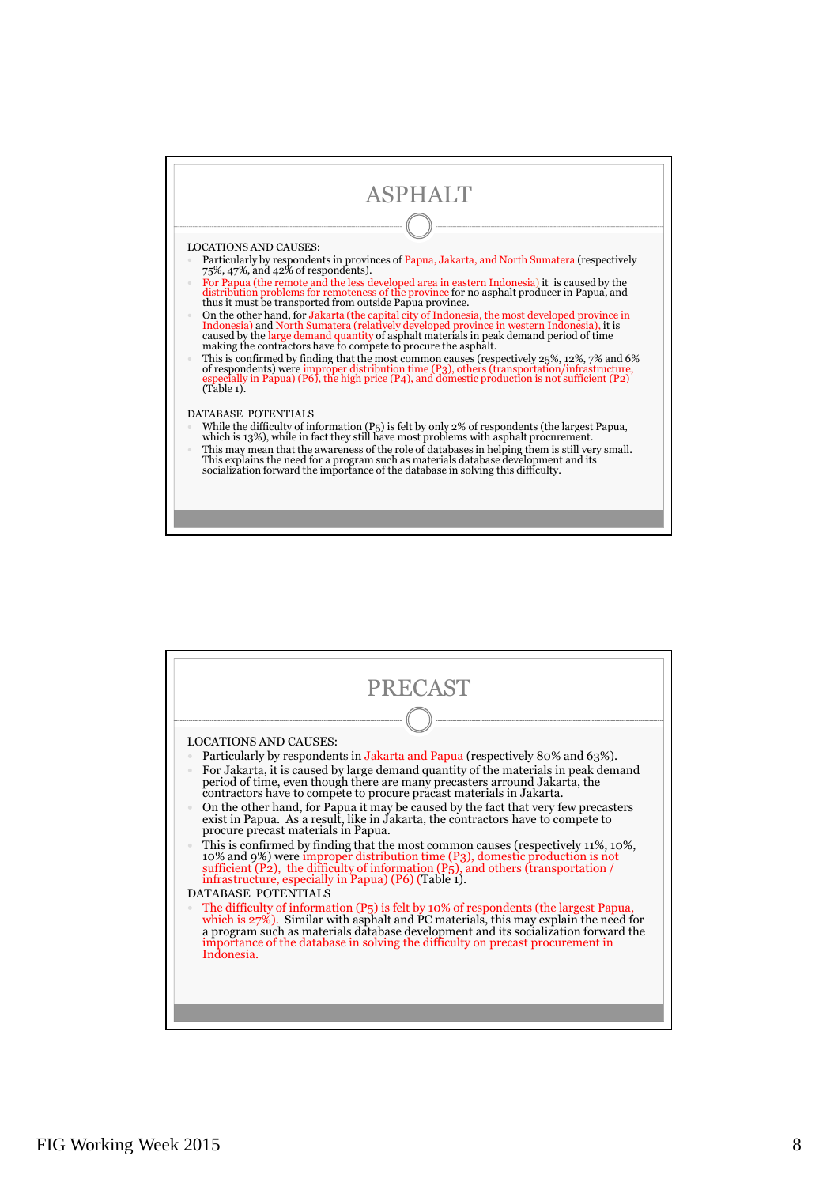## ASPHALT

LOCATIONS AND CAUSES:

- Particularly by respondents in provinces of Papua, Jakarta, and North Sumatera (respectively 75%, 47%, and 42% of respondents).
- For Papua (the remote and the less developed area in eastern Indonesia) it is caused by the distribution problems for remoteness of the province for no asphalt producer in Papua, and thus it must be transported from outside Papua province.
- On the other hand, for Jakarta (the capital city of Indonesia, the most developed province in Indonesia) and North Sumatera (relatively developed province in western Indonesia), it is caused by the large demand quantity of asphalt materials in peak demand period of time making the contractors have to compete to procure the asphalt.
- This is confirmed by finding that the most common causes (respectively 25%, 12%, 7% and 6% of respondents) were improper distribution time (P3), others (transportation/infrastructure, especially in Papua) (P6), the high price (P4), and domestic production is not sufficient (P2) (Table 1).

DATABASE POTENTIALS

- While the difficulty of information (P5) is felt by only 2% of respondents (the largest Papua, which is 13%), while in fact they still have most problems with asphalt procurement.
- This may mean that the awareness of the role of databases in helping them is still very small. This explains the need for a program such as materials database development and its socialization forward the importance of the database in solving this difficulty.

## PRECAST

LOCATIONS AND CAUSES:

- Particularly by respondents in Jakarta and Papua (respectively 80% and 63%).
- For Jakarta, it is caused by large demand quantity of the materials in peak demand period of time, even though there are many precasters arround Jakarta, the contractors have to compete to procure pracast materials in Jakarta.
- On the other hand, for Papua it may be caused by the fact that very few precasters exist in Papua. As a result, like in Jakarta, the contractors have to compete to procure precast materials in Papua.
- This is confirmed by finding that the most common causes (respectively 11%, 10%, 10% and 9%) were improper distribution time (P3), domestic production is not sufficient (P2), the difficulty of information (P5), and others (transportation / infrastructure, especially in Papua) (P6) (Table 1).

DATABASE POTENTIALS

- The difficulty of information (P5) is felt by 10% of respondents (the largest Papua, which is 27%). Similar with asphalt and PC materials, this may explain the need for a program such as materials database development and its socialization forward the importance of the database in solving the difficulty on precast procurement in Indonesia.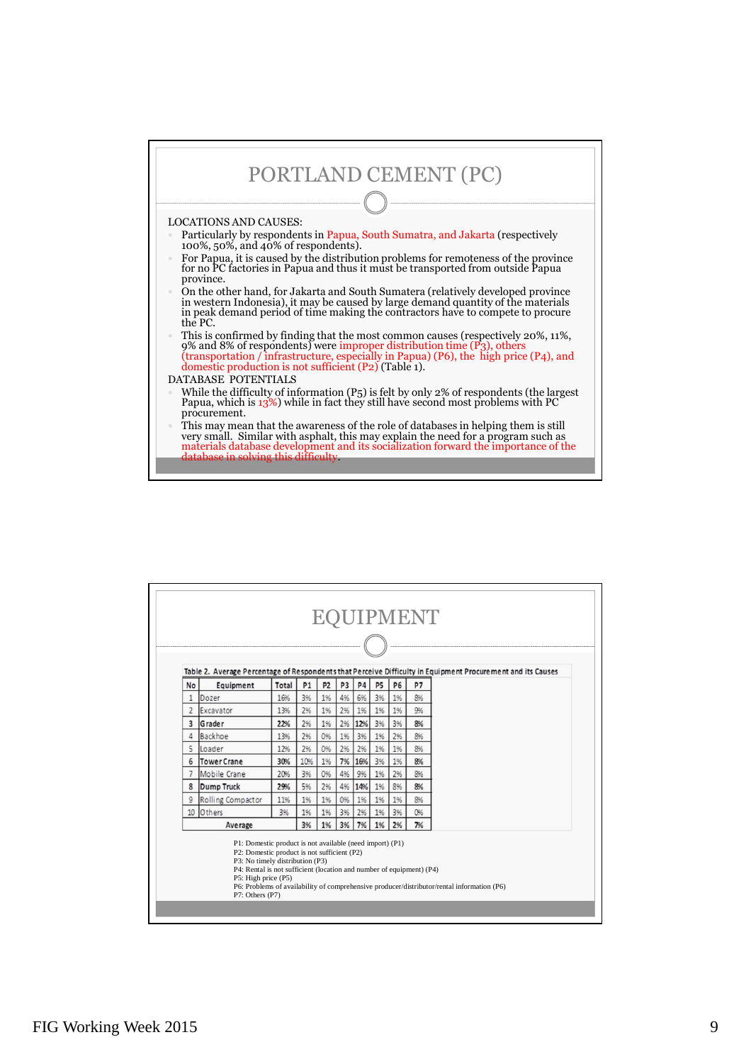# PORTLAND CEMENT (PC)

LOCATIONS AND CAUSES:

- Particularly by respondents in Papua, South Sumatra, and Jakarta (respectively 100%, 50%, and 40% of respondents).
- For Papua, it is caused by the distribution problems for remoteness of the province for no PC factories in Papua and thus it must be transported from outside Papua province.
- On the other hand, for Jakarta and South Sumatera (relatively developed province in western Indonesia), it may be caused by large demand quantity of the materials in peak demand period of time making the contractors have to compete to procure the PC.
- This is confirmed by finding that the most common causes (respectively 20%, 11%, 9% and 8% of respondents) were improper distribution time (P3), others (transportation / infrastructure, especially in Papua) (P6), the high price (P4), and domestic production is not sufficient (P2) (Table 1).

DATABASE POTENTIALS

- While the difficulty of information (P5) is felt by only 2% of respondents (the largest Papua, which is 13%) while in fact they still have second most problems with PC procurement.
- This may mean that the awareness of the role of databases in helping them is still very small. Similar with asphalt, this may explain the need for a program such as materials database development and its socialization forward the importance of the database in solving this difficulty.

# EQUIPMENT

Table 2. Average Percentage of Respondents that Perceive Difficulty in Equipment Procurement and its Causes

| No | Equipment | Total | P1 | P2 | P3 | P4 | P5 | P6 | P7 |
|---|---|---|---|---|---|---|---|---|---|
| 1 | Dozer | 16% | 3% | 1% | 4% | 6% | 3% | 1% | 8% |
| 2 | Excavator | 13% | 2% | 1% | 2% | 1% | 1% | 1% | 9% |
| 3 | **Grader** | **22%** | 2% | 1% | 2% | **12%** | 3% | 3% | **8%** |
| 4 | Backhoe | 13% | 2% | 0% | 1% | 3% | 1% | 2% | 8% |
| 5 | Loader | 12% | 2% | 0% | 2% | 2% | 1% | 1% | 8% |
| 6 | **Tower Crane** | **30%** | 10% | 1% | 7% | **16%** | 3% | 1% | **8%** |
| 7 | Mobile Crane | 20% | 3% | 0% | 4% | 9% | 1% | 2% | 8% |
| 8 | **Dump Truck** | **29%** | 5% | 2% | 4% | **14%** | 1% | 8% | **8%** |
| 9 | Rolling Compactor | 11% | 1% | 1% | 0% | 1% | 1% | 1% | 8% |
| 10 | Others | 3% | 1% | 1% | 3% | 2% | 1% | 3% | 0% |
| | **Average** | | **3%** | **1%** | **3%** | **7%** | **1%** | **2%** | **7%** |

P1: Domestic product is not available (need import) (P1)
P2: Domestic product is not sufficient (P2)
P3: No timely distribution (P3)
P4: Rental is not sufficient (location and number of equipment) (P4)
P5: High price (P5)
P6: Problems of availability of comprehensive producer/distributor/rental information (P6)
P7: Others (P7)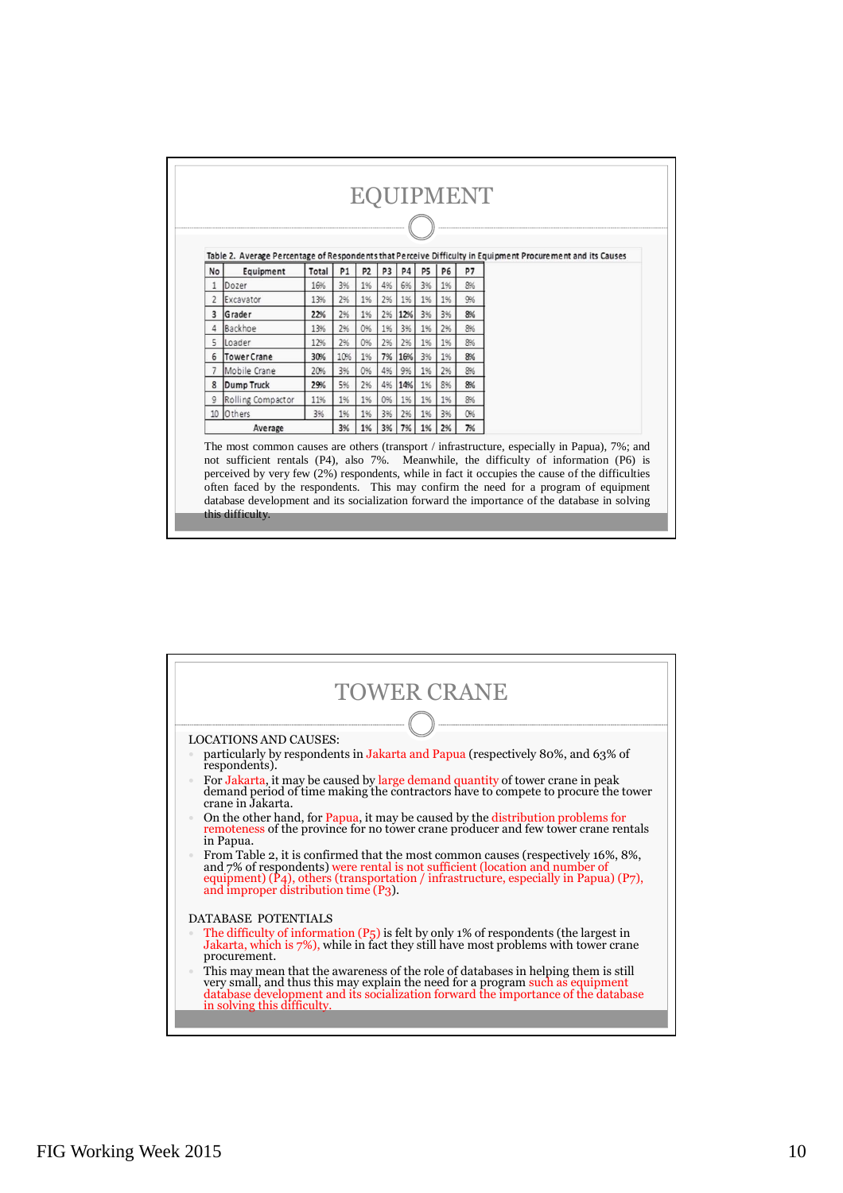# EQUIPMENT

Table 2. Average Percentage of Respondents that Perceive Difficulty in Equipment Procurement and its Causes

| No | Equipment | Total | P1 | P2 | P3 | P4 | P5 | P6 | P7 |
|---|---|---|---|---|---|---|---|---|---|
| 1 | Dozer | 16% | 3% | 1% | 4% | 6% | 3% | 1% | 8% |
| 2 | Excavator | 13% | 2% | 1% | 2% | 1% | 1% | 1% | 9% |
| 3 | Grader | 22% | 2% | 1% | 2% | 12% | 3% | 3% | 8% |
| 4 | Backhoe | 13% | 2% | 0% | 1% | 3% | 1% | 2% | 8% |
| 5 | Loader | 12% | 2% | 0% | 2% | 2% | 1% | 1% | 8% |
| 6 | Tower Crane | 30% | 10% | 1% | 7% | 16% | 3% | 1% | 8% |
| 7 | Mobile Crane | 20% | 3% | 0% | 4% | 9% | 1% | 2% | 8% |
| 8 | Dump Truck | 29% | 5% | 2% | 4% | 14% | 1% | 8% | 8% |
| 9 | Rolling Compactor | 11% | 1% | 1% | 0% | 1% | 1% | 1% | 8% |
| 10 | Others | 3% | 1% | 1% | 3% | 2% | 1% | 3% | 0% |
| | Average | 3% | 1% | 3% | 7% | 1% | 2% | 7% | |

The most common causes are others (transport / infrastructure, especially in Papua), 7%; and not sufficient rentals (P4), also 7%. Meanwhile, the difficulty of information (P6) is perceived by very few (2%) respondents, while in fact it occupies the cause of the difficulties often faced by the respondents. This may confirm the need for a program of equipment database development and its socialization forward the importance of the database in solving this difficulty.

# TOWER CRANE

LOCATIONS AND CAUSES:

- particularly by respondents in Jakarta and Papua (respectively 80%, and 63% of respondents).
- For Jakarta, it may be caused by large demand quantity of tower crane in peak demand period of time making the contractors have to compete to procure the tower crane in Jakarta.
- On the other hand, for Papua, it may be caused by the distribution problems for remoteness of the province for no tower crane producer and few tower crane rentals in Papua.
- From Table 2, it is confirmed that the most common causes (respectively 16%, 8%, and 7% of respondents) were rental is not sufficient (location and number of equipment) (P4), others (transportation / infrastructure, especially in Papua) (P7), and improper distribution time (P3).

DATABASE POTENTIALS

- The difficulty of information (P5) is felt by only 1% of respondents (the largest in Jakarta, which is 7%), while in fact they still have most problems with tower crane procurement.
- This may mean that the awareness of the role of databases in helping them is still very small, and thus this may explain the need for a program such as equipment database development and its socialization forward the importance of the database in solving this difficulty.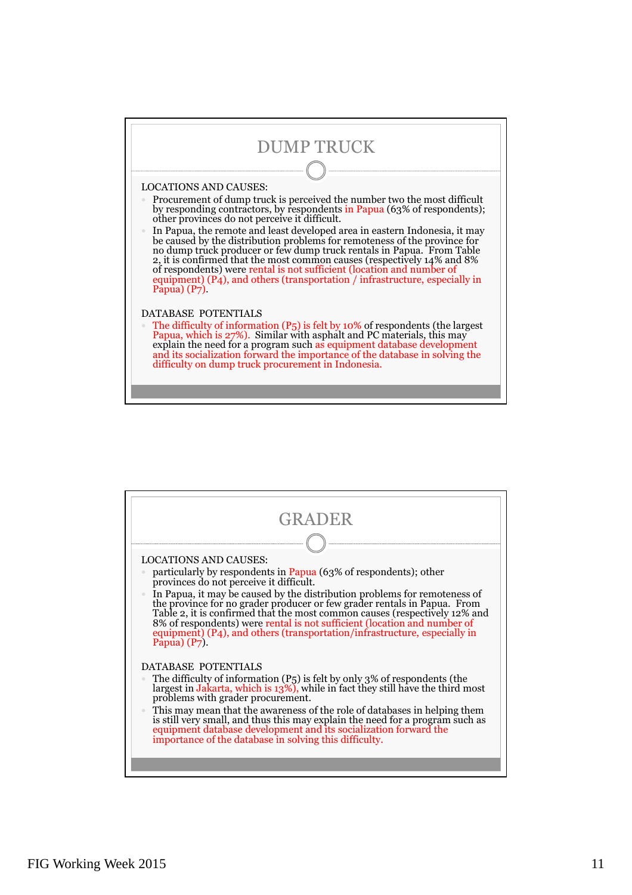## DUMP TRUCK

LOCATIONS AND CAUSES:

- Procurement of dump truck is perceived the number two the most difficult by responding contractors, by respondents in Papua (63% of respondents); other provinces do not perceive it difficult.
- In Papua, the remote and least developed area in eastern Indonesia, it may be caused by the distribution problems for remoteness of the province for no dump truck producer or few dump truck rentals in Papua. From Table 2, it is confirmed that the most common causes (respectively 14% and 8% of respondents) were rental is not sufficient (location and number of equipment) (P4), and others (transportation / infrastructure, especially in Papua) (P7).

DATABASE POTENTIALS

- The difficulty of information (P5) is felt by 10% of respondents (the largest Papua, which is 27%). Similar with asphalt and PC materials, this may explain the need for a program such as equipment database development and its socialization forward the importance of the database in solving the difficulty on dump truck procurement in Indonesia.

## GRADER

LOCATIONS AND CAUSES:

- particularly by respondents in Papua (63% of respondents); other provinces do not perceive it difficult.
- In Papua, it may be caused by the distribution problems for remoteness of the province for no grader producer or few grader rentals in Papua. From Table 2, it is confirmed that the most common causes (respectively 12% and 8% of respondents) were rental is not sufficient (location and number of equipment) (P4), and others (transportation/infrastructure, especially in Papua) (P7).

DATABASE POTENTIALS

- The difficulty of information (P5) is felt by only 3% of respondents (the largest in Jakarta, which is 13%), while in fact they still have the third most problems with grader procurement.
- This may mean that the awareness of the role of databases in helping them is still very small, and thus this may explain the need for a program such as equipment database development and its socialization forward the importance of the database in solving this difficulty.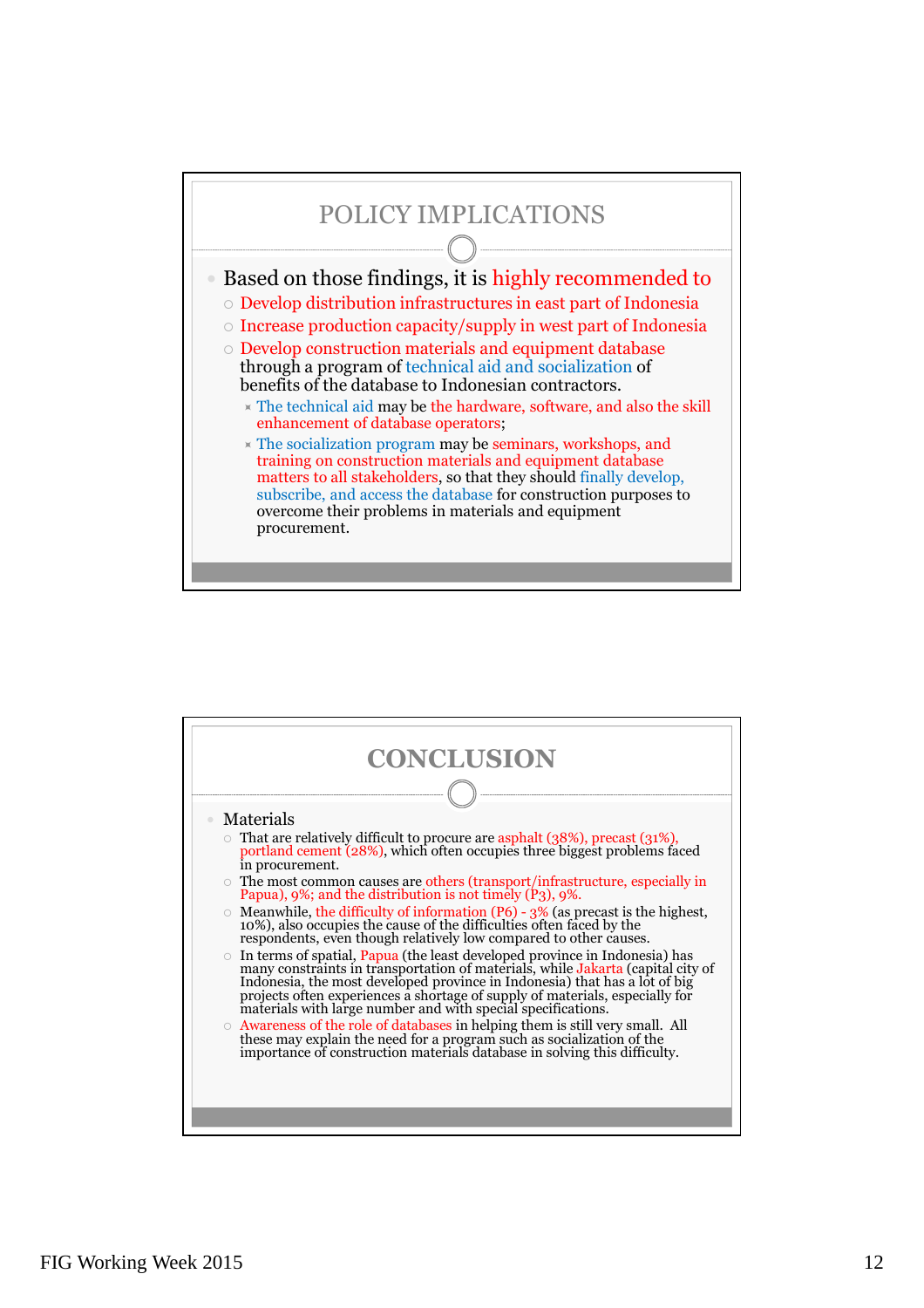## POLICY IMPLICATIONS

- Based on those findings, it is highly recommended to
  - Develop distribution infrastructures in east part of Indonesia
  - Increase production capacity/supply in west part of Indonesia
  - Develop construction materials and equipment database through a program of technical aid and socialization of benefits of the database to Indonesian contractors.
    - The technical aid may be the hardware, software, and also the skill enhancement of database operators;
    - The socialization program may be seminars, workshops, and training on construction materials and equipment database matters to all stakeholders, so that they should finally develop, subscribe, and access the database for construction purposes to overcome their problems in materials and equipment procurement.

## CONCLUSION

- Materials
  - That are relatively difficult to procure are asphalt (38%), precast (31%), portland cement (28%), which often occupies three biggest problems faced in procurement.
  - The most common causes are others (transport/infrastructure, especially in Papua), 9%; and the distribution is not timely (P3), 9%.
  - Meanwhile, the difficulty of information (P6) - 3% (as precast is the highest, 10%), also occupies the cause of the difficulties often faced by the respondents, even though relatively low compared to other causes.
  - In terms of spatial, Papua (the least developed province in Indonesia) has many constraints in transportation of materials, while Jakarta (capital city of Indonesia, the most developed province in Indonesia) that has a lot of big projects often experiences a shortage of supply of materials, especially for materials with large number and with special specifications.
  - Awareness of the role of databases in helping them is still very small. All these may explain the need for a program such as socialization of the importance of construction materials database in solving this difficulty.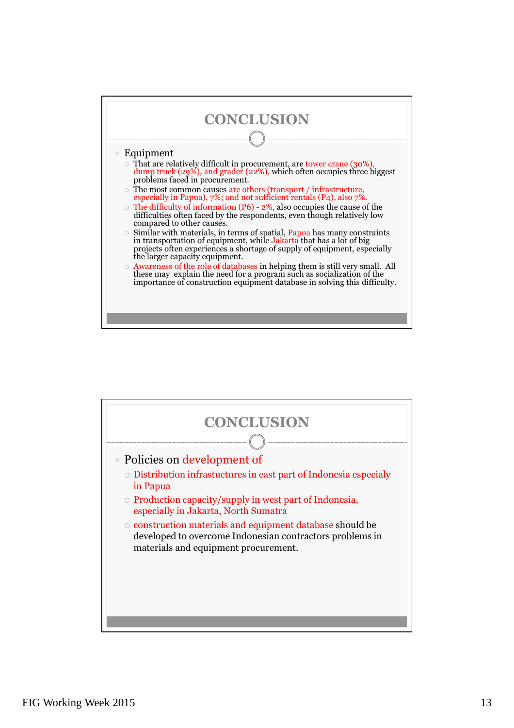## CONCLUSION

- Equipment
  - That are relatively difficult in procurement, are tower crane (30%), dump truck (29%), and grader (22%), which often occupies three biggest problems faced in procurement.
  - The most common causes are others (transport / infrastructure, especially in Papua), 7%; and not sufficient rentals (P4), also 7%.
  - The difficulty of information (P6) - 2%, also occupies the cause of the difficulties often faced by the respondents, even though relatively low compared to other causes.
  - Similar with materials, in terms of spatial, Papua has many constraints in transportation of equipment, while Jakarta that has a lot of big projects often experiences a shortage of supply of equipment, especially the larger capacity equipment.
  - Awareness of the role of databases in helping them is still very small. All these may explain the need for a program such as socialization of the importance of construction equipment database in solving this difficulty.

## CONCLUSION

- Policies on development of
  - Distribution infrastuctures in east part of Indonesia especialy in Papua
  - Production capacity/supply in west part of Indonesia, especially in Jakarta, North Sumatra
  - construction materials and equipment database should be developed to overcome Indonesian contractors problems in materials and equipment procurement.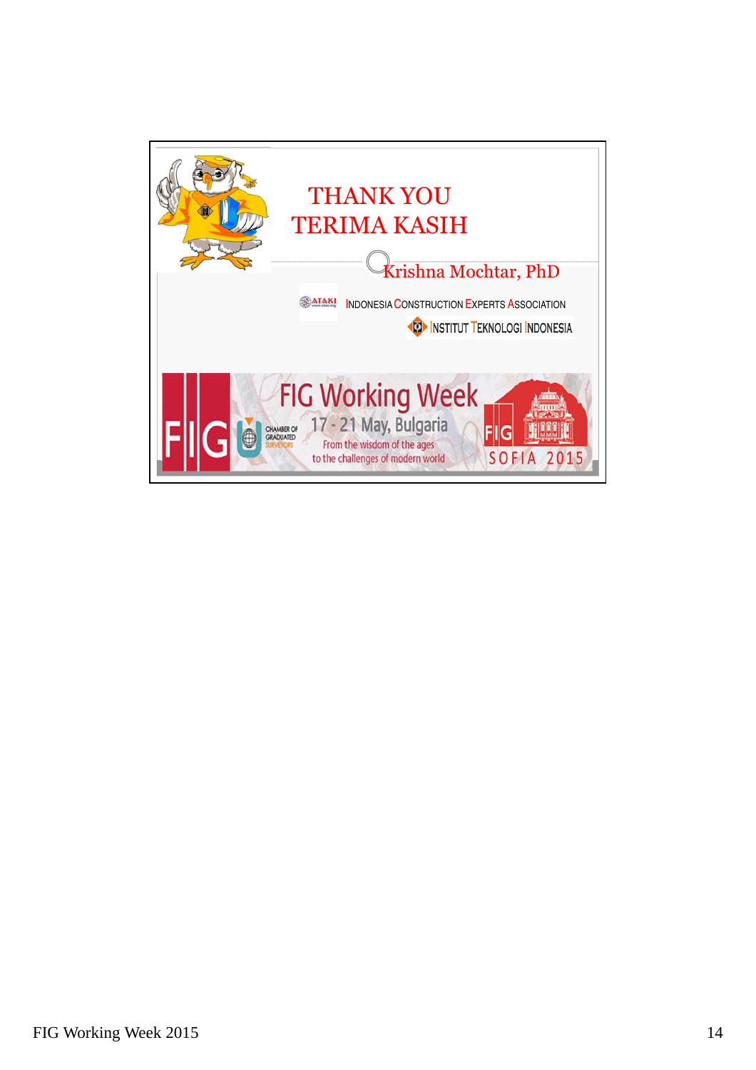THANK YOU
TERIMA KASIH

Krishna Mochtar, PhD

ATAKI INDONESIA CONSTRUCTION EXPERTS ASSOCIATION

INSTITUT TEKNOLOGI INDONESIA

FIG Working Week
17 - 21 May, Bulgaria
From the wisdom of the ages
to the challenges of modern world

CHAMBER OF GRADUATED SURVEYORS

FIG SOFIA 2015